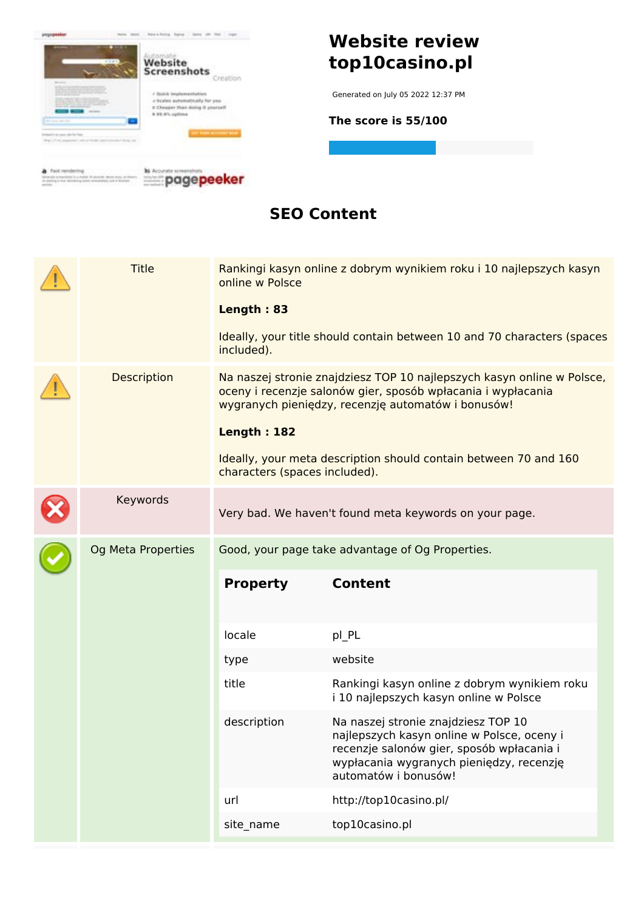# Website review top10casino.pl

Generated on July 05 2022 12:37 PM

**The score is 55/100**

## SEO Content

| | | |
|---|---|---|
| ⚠ | Title | Rankingi kasyn online z dobrym wynikiem roku i 10 najlepszych kasyn online w Polsce<br><br>**Length : 83**<br><br>Ideally, your title should contain between 10 and 70 characters (spaces included). |
| ⚠ | Description | Na naszej stronie znajdziesz TOP 10 najlepszych kasyn online w Polsce, oceny i recenzje salonów gier, sposób wpłacania i wypłacania wygranych pieniędzy, recenzję automatów i bonusów!<br><br>**Length : 182**<br><br>Ideally, your meta description should contain between 70 and 160 characters (spaces included). |
| ✖ | Keywords | Very bad. We haven't found meta keywords on your page. |
| ✔ | Og Meta Properties | Good, your page take advantage of Og Properties. |

| Property | Content |
|---|---|
| locale | pl_PL |
| type | website |
| title | Rankingi kasyn online z dobrym wynikiem roku i 10 najlepszych kasyn online w Polsce |
| description | Na naszej stronie znajdziesz TOP 10 najlepszych kasyn online w Polsce, oceny i recenzje salonów gier, sposób wpłacania i wypłacania wygranych pieniędzy, recenzję automatów i bonusów! |
| url | http://top10casino.pl/ |
| site_name | top10casino.pl |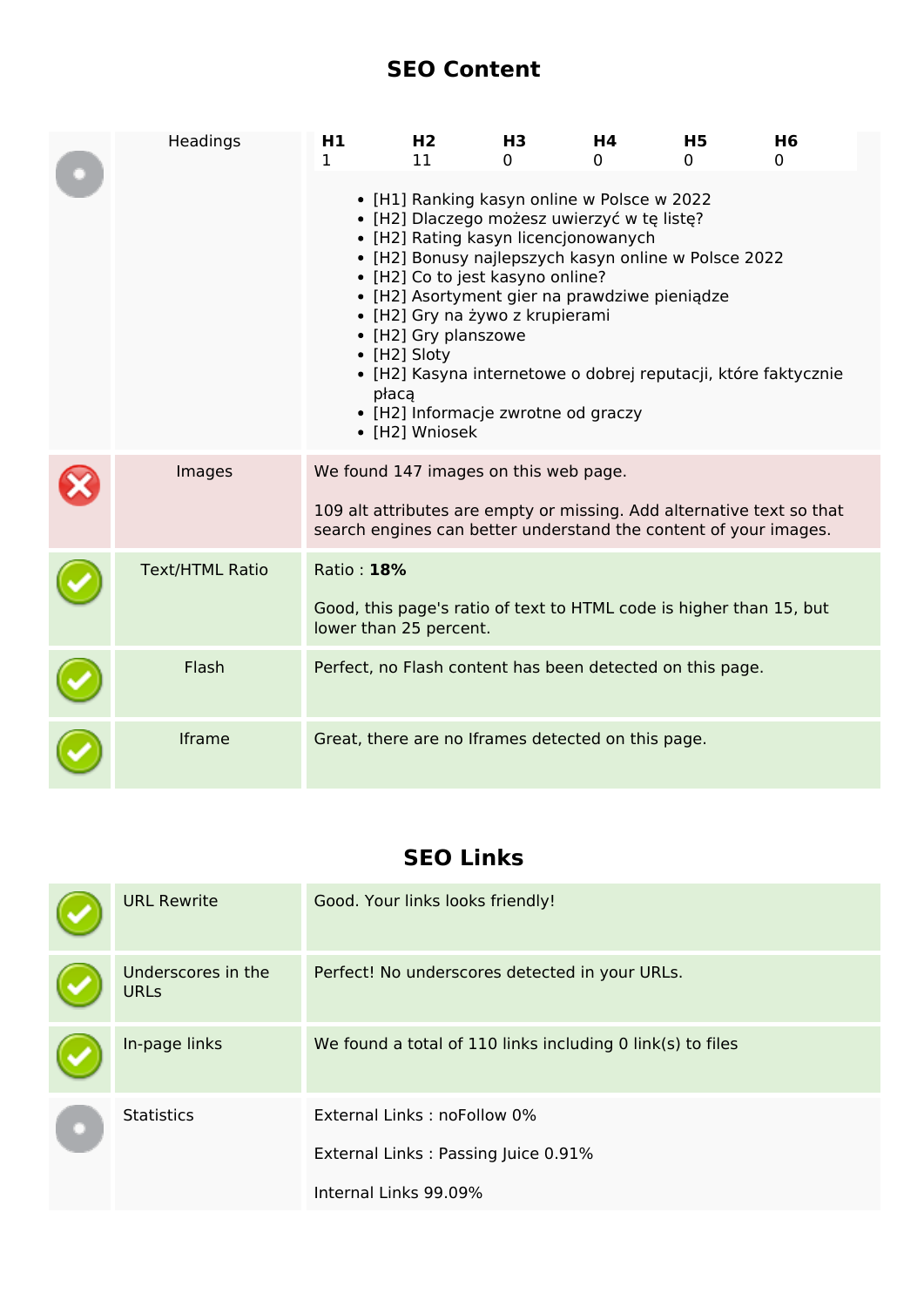## SEO Content

| | | |
|---|---|---|
| | Headings | **H1** 1 · **H2** 11 · **H3** 0 · **H4** 0 · **H5** 0 · **H6** 0<br><br>• [H1] Ranking kasyn online w Polsce w 2022<br>• [H2] Dlaczego możesz uwierzyć w tę listę?<br>• [H2] Rating kasyn licencjonowanych<br>• [H2] Bonusy najlepszych kasyn online w Polsce 2022<br>• [H2] Co to jest kasyno online?<br>• [H2] Asortyment gier na prawdziwe pieniądze<br>• [H2] Gry na żywo z krupierami<br>• [H2] Gry planszowe<br>• [H2] Sloty<br>• [H2] Kasyna internetowe o dobrej reputacji, które faktycznie płacą<br>• [H2] Informacje zwrotne od graczy<br>• [H2] Wniosek |
| | Images | We found 147 images on this web page.<br><br>109 alt attributes are empty or missing. Add alternative text so that search engines can better understand the content of your images. |
| | Text/HTML Ratio | Ratio : **18%**<br><br>Good, this page's ratio of text to HTML code is higher than 15, but lower than 25 percent. |
| | Flash | Perfect, no Flash content has been detected on this page. |
| | Iframe | Great, there are no Iframes detected on this page. |

## SEO Links

| | | |
|---|---|---|
| | URL Rewrite | Good. Your links looks friendly! |
| | Underscores in the URLs | Perfect! No underscores detected in your URLs. |
| | In-page links | We found a total of 110 links including 0 link(s) to files |
| | Statistics | External Links : noFollow 0%<br><br>External Links : Passing Juice 0.91%<br><br>Internal Links 99.09% |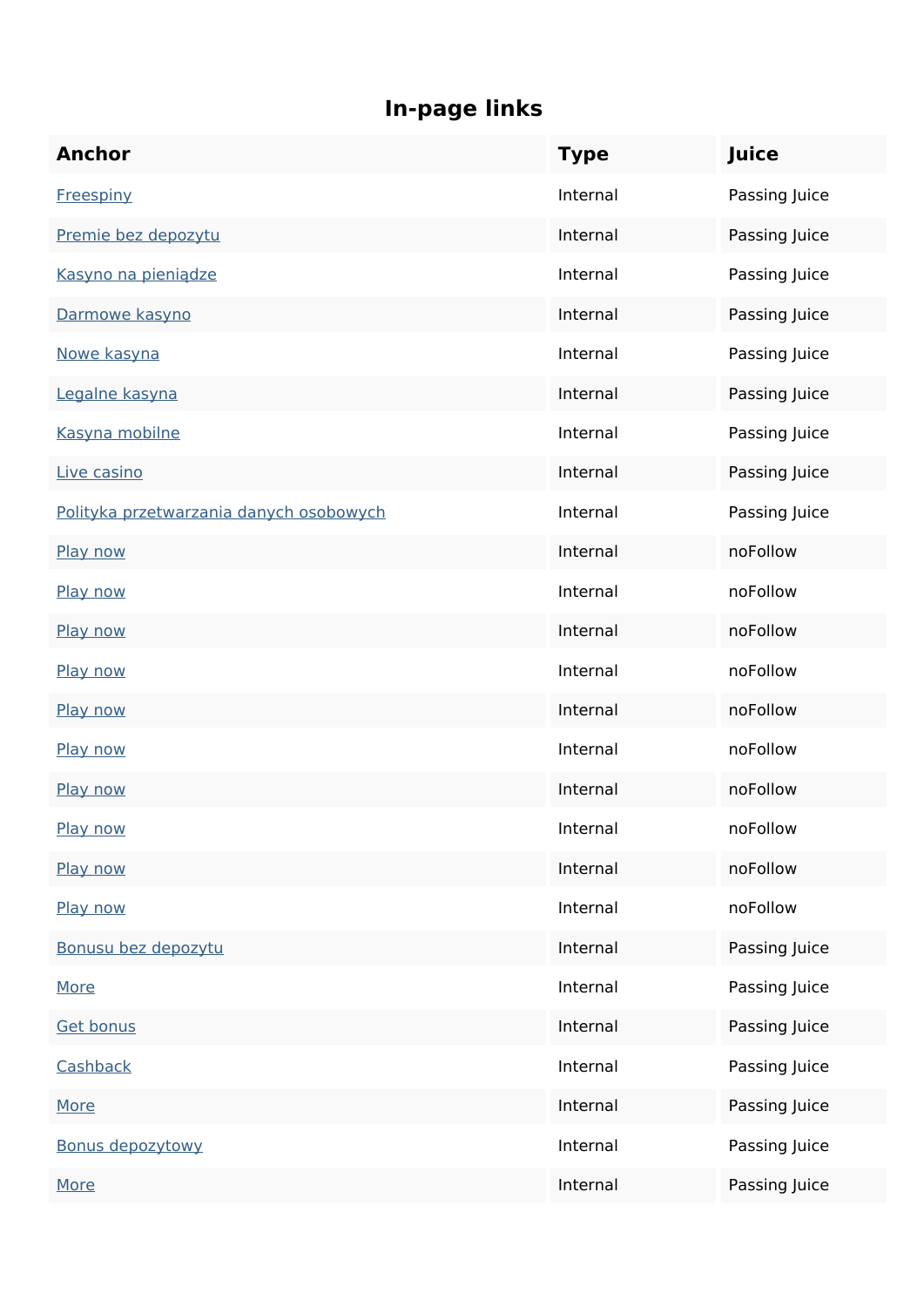## In-page links

| Anchor | Type | Juice |
|---|---|---|
| Freespiny | Internal | Passing Juice |
| Premie bez depozytu | Internal | Passing Juice |
| Kasyno na pieniądze | Internal | Passing Juice |
| Darmowe kasyno | Internal | Passing Juice |
| Nowe kasyna | Internal | Passing Juice |
| Legalne kasyna | Internal | Passing Juice |
| Kasyna mobilne | Internal | Passing Juice |
| Live casino | Internal | Passing Juice |
| Polityka przetwarzania danych osobowych | Internal | Passing Juice |
| Play now | Internal | noFollow |
| Play now | Internal | noFollow |
| Play now | Internal | noFollow |
| Play now | Internal | noFollow |
| Play now | Internal | noFollow |
| Play now | Internal | noFollow |
| Play now | Internal | noFollow |
| Play now | Internal | noFollow |
| Play now | Internal | noFollow |
| Play now | Internal | noFollow |
| Bonusu bez depozytu | Internal | Passing Juice |
| More | Internal | Passing Juice |
| Get bonus | Internal | Passing Juice |
| Cashback | Internal | Passing Juice |
| More | Internal | Passing Juice |
| Bonus depozytowy | Internal | Passing Juice |
| More | Internal | Passing Juice |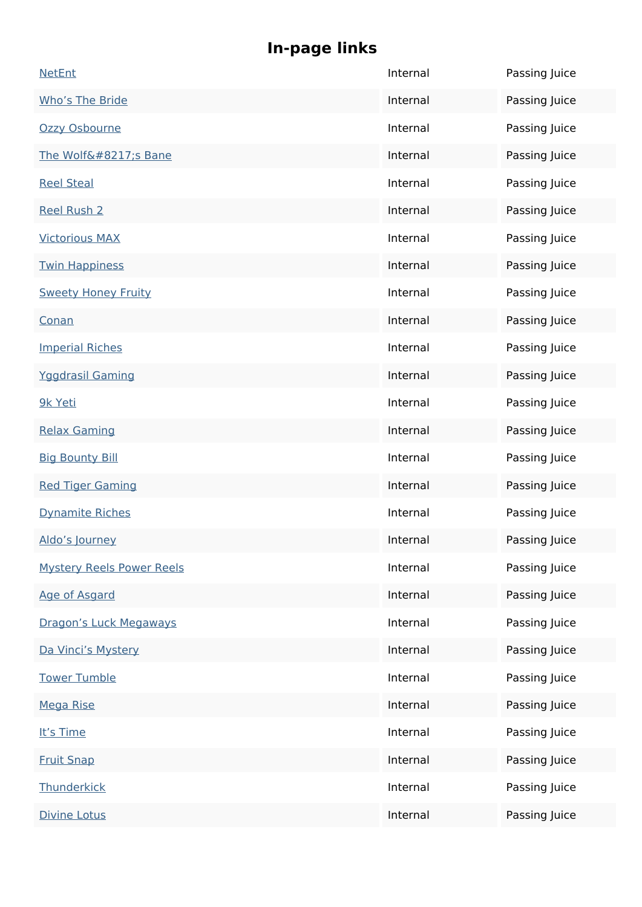## In-page links

| | | |
|---|---|---|
| NetEnt | Internal | Passing Juice |
| Who’s The Bride | Internal | Passing Juice |
| Ozzy Osbourne | Internal | Passing Juice |
| The Wolf&#8217;s Bane | Internal | Passing Juice |
| Reel Steal | Internal | Passing Juice |
| Reel Rush 2 | Internal | Passing Juice |
| Victorious MAX | Internal | Passing Juice |
| Twin Happiness | Internal | Passing Juice |
| Sweety Honey Fruity | Internal | Passing Juice |
| Conan | Internal | Passing Juice |
| Imperial Riches | Internal | Passing Juice |
| Yggdrasil Gaming | Internal | Passing Juice |
| 9k Yeti | Internal | Passing Juice |
| Relax Gaming | Internal | Passing Juice |
| Big Bounty Bill | Internal | Passing Juice |
| Red Tiger Gaming | Internal | Passing Juice |
| Dynamite Riches | Internal | Passing Juice |
| Aldo’s Journey | Internal | Passing Juice |
| Mystery Reels Power Reels | Internal | Passing Juice |
| Age of Asgard | Internal | Passing Juice |
| Dragon’s Luck Megaways | Internal | Passing Juice |
| Da Vinci’s Mystery | Internal | Passing Juice |
| Tower Tumble | Internal | Passing Juice |
| Mega Rise | Internal | Passing Juice |
| It’s Time | Internal | Passing Juice |
| Fruit Snap | Internal | Passing Juice |
| Thunderkick | Internal | Passing Juice |
| Divine Lotus | Internal | Passing Juice |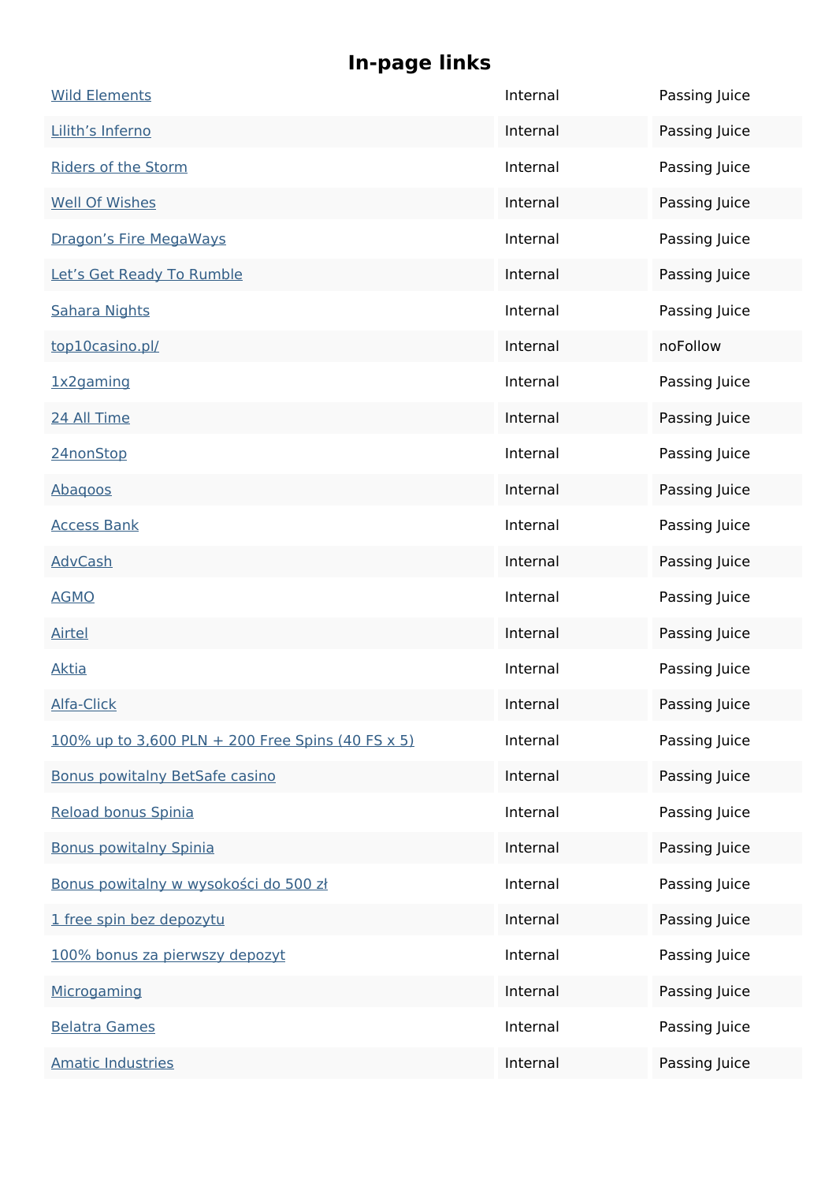# In-page links

| | | |
|---|---|---|
| Wild Elements | Internal | Passing Juice |
| Lilith's Inferno | Internal | Passing Juice |
| Riders of the Storm | Internal | Passing Juice |
| Well Of Wishes | Internal | Passing Juice |
| Dragon's Fire MegaWays | Internal | Passing Juice |
| Let's Get Ready To Rumble | Internal | Passing Juice |
| Sahara Nights | Internal | Passing Juice |
| top10casino.pl/ | Internal | noFollow |
| 1x2gaming | Internal | Passing Juice |
| 24 All Time | Internal | Passing Juice |
| 24nonStop | Internal | Passing Juice |
| Abaqoos | Internal | Passing Juice |
| Access Bank | Internal | Passing Juice |
| AdvCash | Internal | Passing Juice |
| AGMO | Internal | Passing Juice |
| Airtel | Internal | Passing Juice |
| Aktia | Internal | Passing Juice |
| Alfa-Click | Internal | Passing Juice |
| 100% up to 3,600 PLN + 200 Free Spins (40 FS x 5) | Internal | Passing Juice |
| Bonus powitalny BetSafe casino | Internal | Passing Juice |
| Reload bonus Spinia | Internal | Passing Juice |
| Bonus powitalny Spinia | Internal | Passing Juice |
| Bonus powitalny w wysokości do 500 zł | Internal | Passing Juice |
| 1 free spin bez depozytu | Internal | Passing Juice |
| 100% bonus za pierwszy depozyt | Internal | Passing Juice |
| Microgaming | Internal | Passing Juice |
| Belatra Games | Internal | Passing Juice |
| Amatic Industries | Internal | Passing Juice |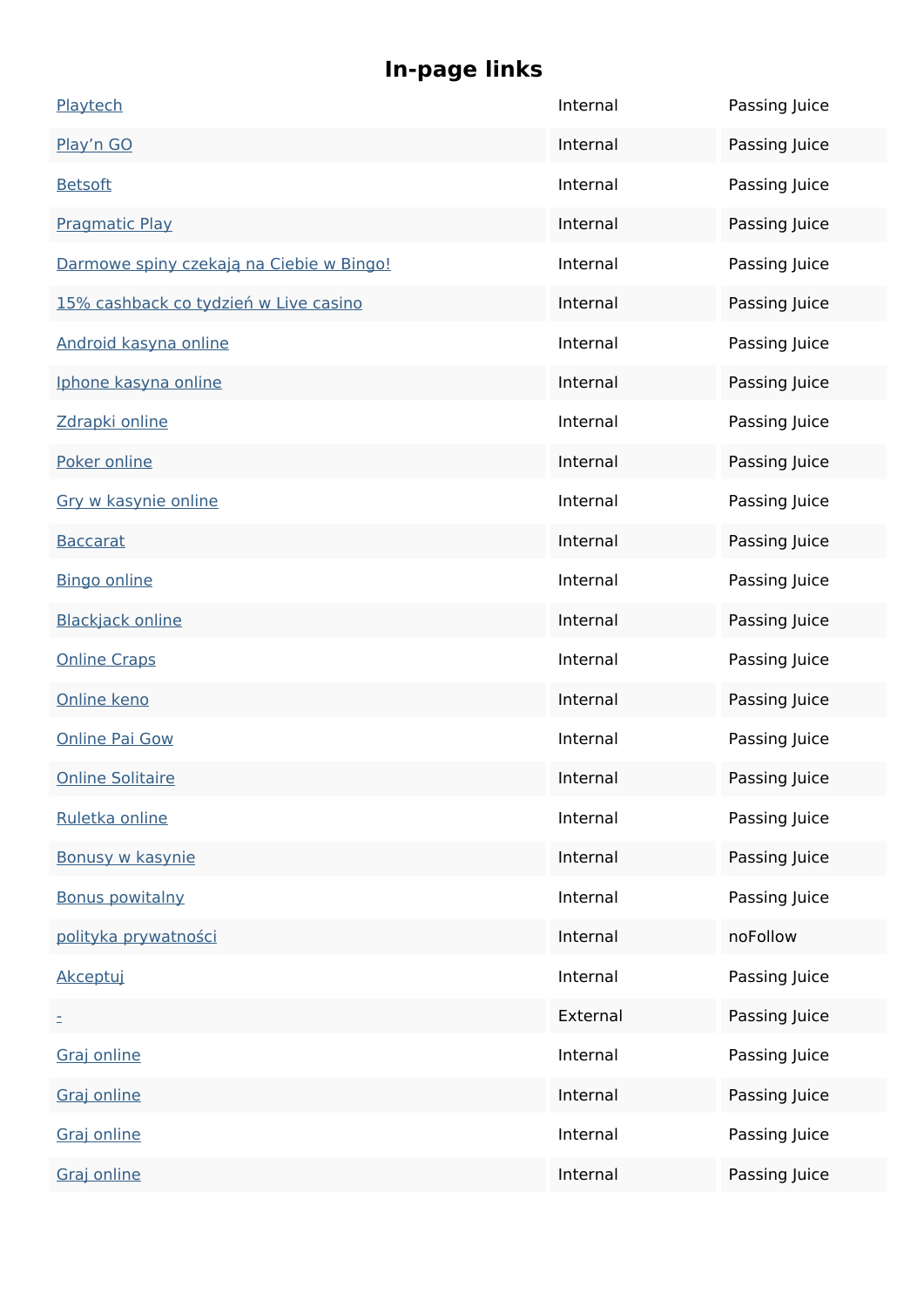# In-page links

| | | |
|---|---|---|
| Playtech | Internal | Passing Juice |
| Play’n GO | Internal | Passing Juice |
| Betsoft | Internal | Passing Juice |
| Pragmatic Play | Internal | Passing Juice |
| Darmowe spiny czekają na Ciebie w Bingo! | Internal | Passing Juice |
| 15% cashback co tydzień w Live casino | Internal | Passing Juice |
| Android kasyna online | Internal | Passing Juice |
| Iphone kasyna online | Internal | Passing Juice |
| Zdrapki online | Internal | Passing Juice |
| Poker online | Internal | Passing Juice |
| Gry w kasynie online | Internal | Passing Juice |
| Baccarat | Internal | Passing Juice |
| Bingo online | Internal | Passing Juice |
| Blackjack online | Internal | Passing Juice |
| Online Craps | Internal | Passing Juice |
| Online keno | Internal | Passing Juice |
| Online Pai Gow | Internal | Passing Juice |
| Online Solitaire | Internal | Passing Juice |
| Ruletka online | Internal | Passing Juice |
| Bonusy w kasynie | Internal | Passing Juice |
| Bonus powitalny | Internal | Passing Juice |
| polityka prywatności | Internal | noFollow |
| Akceptuj | Internal | Passing Juice |
| - | External | Passing Juice |
| Graj online | Internal | Passing Juice |
| Graj online | Internal | Passing Juice |
| Graj online | Internal | Passing Juice |
| Graj online | Internal | Passing Juice |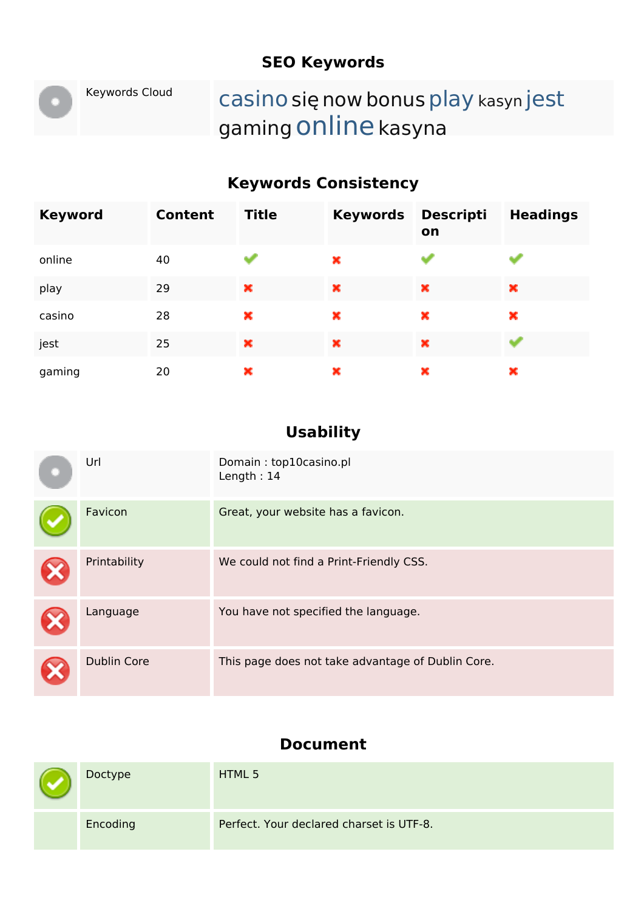## SEO Keywords

| | | |
|---|---|---|
| | Keywords Cloud | casino się now bonus play kasyn jest gaming online kasyna |

## Keywords Consistency

| Keyword | Content | Title | Keywords | Description | Headings |
|---|---|---|---|---|---|
| online | 40 | ✔ | ✖ | ✔ | ✔ |
| play | 29 | ✖ | ✖ | ✖ | ✖ |
| casino | 28 | ✖ | ✖ | ✖ | ✖ |
| jest | 25 | ✖ | ✖ | ✖ | ✔ |
| gaming | 20 | ✖ | ✖ | ✖ | ✖ |

## Usability

| | | |
|---|---|---|
| | Url | Domain : top10casino.pl<br>Length : 14 |
| ✔ | Favicon | Great, your website has a favicon. |
| ✖ | Printability | We could not find a Print-Friendly CSS. |
| ✖ | Language | You have not specified the language. |
| ✖ | Dublin Core | This page does not take advantage of Dublin Core. |

## Document

| | | |
|---|---|---|
| ✔ | Doctype | HTML 5 |
| | Encoding | Perfect. Your declared charset is UTF-8. |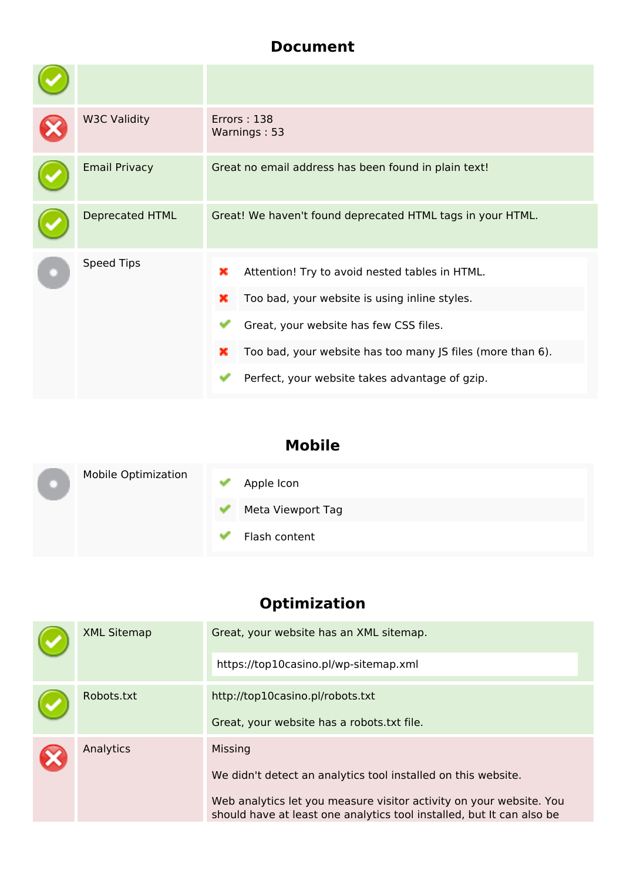## Document

| Status | Check | Result |
|---|---|---|
| ✔ | | |
| ✖ | W3C Validity | Errors : 138<br>Warnings : 53 |
| ✔ | Email Privacy | Great no email address has been found in plain text! |
| ✔ | Deprecated HTML | Great! We haven't found deprecated HTML tags in your HTML. |
| ● | Speed Tips | ✖ Attention! Try to avoid nested tables in HTML.<br>✖ Too bad, your website is using inline styles.<br>✔ Great, your website has few CSS files.<br>✖ Too bad, your website has too many JS files (more than 6).<br>✔ Perfect, your website takes advantage of gzip. |

## Mobile

| Status | Check | Result |
|---|---|---|
| ● | Mobile Optimization | ✔ Apple Icon<br>✔ Meta Viewport Tag<br>✔ Flash content |

## Optimization

| Status | Check | Result |
|---|---|---|
| ✔ | XML Sitemap | Great, your website has an XML sitemap.<br><br>https://top10casino.pl/wp-sitemap.xml |
| ✔ | Robots.txt | http://top10casino.pl/robots.txt<br><br>Great, your website has a robots.txt file. |
| ✖ | Analytics | Missing<br><br>We didn't detect an analytics tool installed on this website.<br><br>Web analytics let you measure visitor activity on your website. You should have at least one analytics tool installed, but It can also be |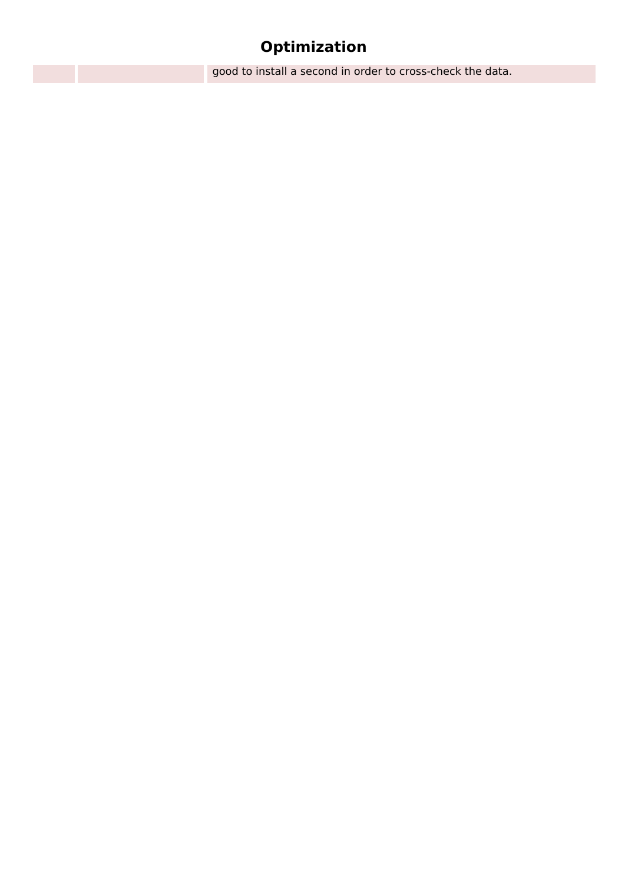# Optimization

| | | |
|---|---|---|
| | | good to install a second in order to cross-check the data. |